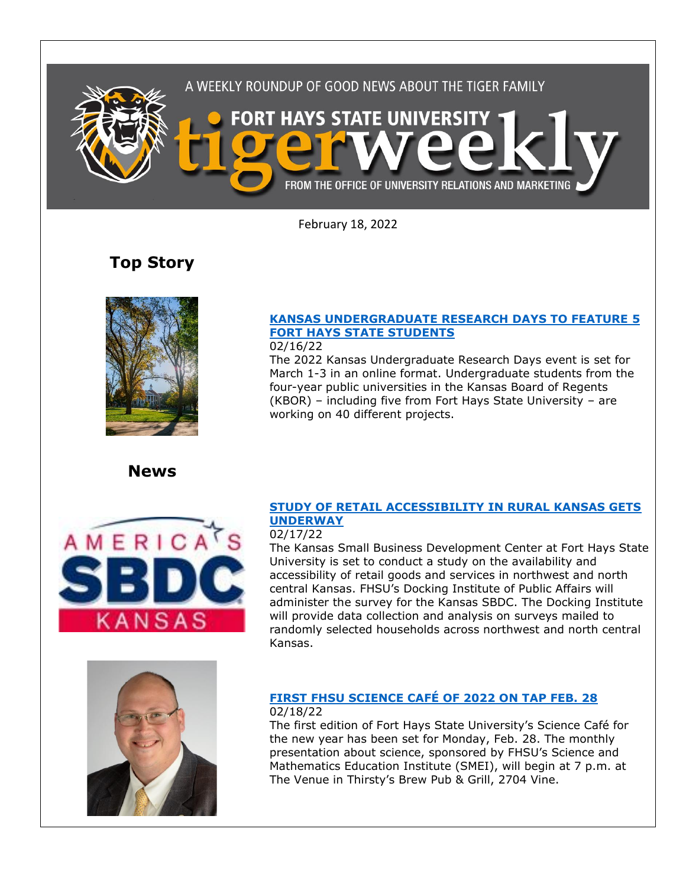A WEEKLY ROUNDUP OF GOOD NEWS ABOUT THE TIGER FAMILY

# FORT HAYS STATE UNIVERSITY tigerweekly

FROM THE OFFICE OF UNIVERSITY RELATIONS AND MARKETING

February 18, 2022

## Top Story

### KANSAS UNDERGRADUATE RESEARCH DAYS TO FEATURE 5 FORT HAYS STATE STUDENTS

02/16/22

The 2022 Kansas Undergraduate Research Days event is set for March 1-3 in an online format. Undergraduate students from the four-year public universities in the Kansas Board of Regents (KBOR) – including five from Fort Hays State University – are working on 40 different projects.

## News

### STUDY OF RETAIL ACCESSIBILITY IN RURAL KANSAS GETS UNDERWAY

02/17/22

The Kansas Small Business Development Center at Fort Hays State University is set to conduct a study on the availability and accessibility of retail goods and services in northwest and north central Kansas. FHSU's Docking Institute of Public Affairs will administer the survey for the Kansas SBDC. The Docking Institute will provide data collection and analysis on surveys mailed to randomly selected households across northwest and north central Kansas.

### FIRST FHSU SCIENCE CAFÉ OF 2022 ON TAP FEB. 28

02/18/22

The first edition of Fort Hays State University's Science Café for the new year has been set for Monday, Feb. 28. The monthly presentation about science, sponsored by FHSU's Science and Mathematics Education Institute (SMEI), will begin at 7 p.m. at The Venue in Thirsty's Brew Pub & Grill, 2704 Vine.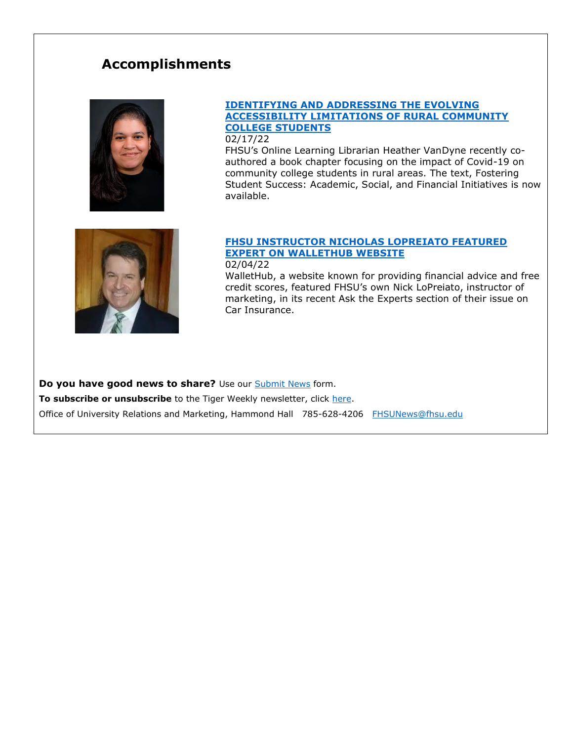## Accomplishments

**[IDENTIFYING AND ADDRESSING THE EVOLVING ACCESSIBILITY LIMITATIONS OF RURAL COMMUNITY COLLEGE STUDENTS]()**

02/17/22

FHSU's Online Learning Librarian Heather VanDyne recently co-authored a book chapter focusing on the impact of Covid-19 on community college students in rural areas. The text, Fostering Student Success: Academic, Social, and Financial Initiatives is now available.

**[FHSU INSTRUCTOR NICHOLAS LOPREIATO FEATURED EXPERT ON WALLETHUB WEBSITE]()**

02/04/22

WalletHub, a website known for providing financial advice and free credit scores, featured FHSU's own Nick LoPreiato, instructor of marketing, in its recent Ask the Experts section of their issue on Car Insurance.

**Do you have good news to share?** Use our Submit News form.

**To subscribe or unsubscribe** to the Tiger Weekly newsletter, click here.

Office of University Relations and Marketing, Hammond Hall 785-628-4206 FHSUNews@fhsu.edu